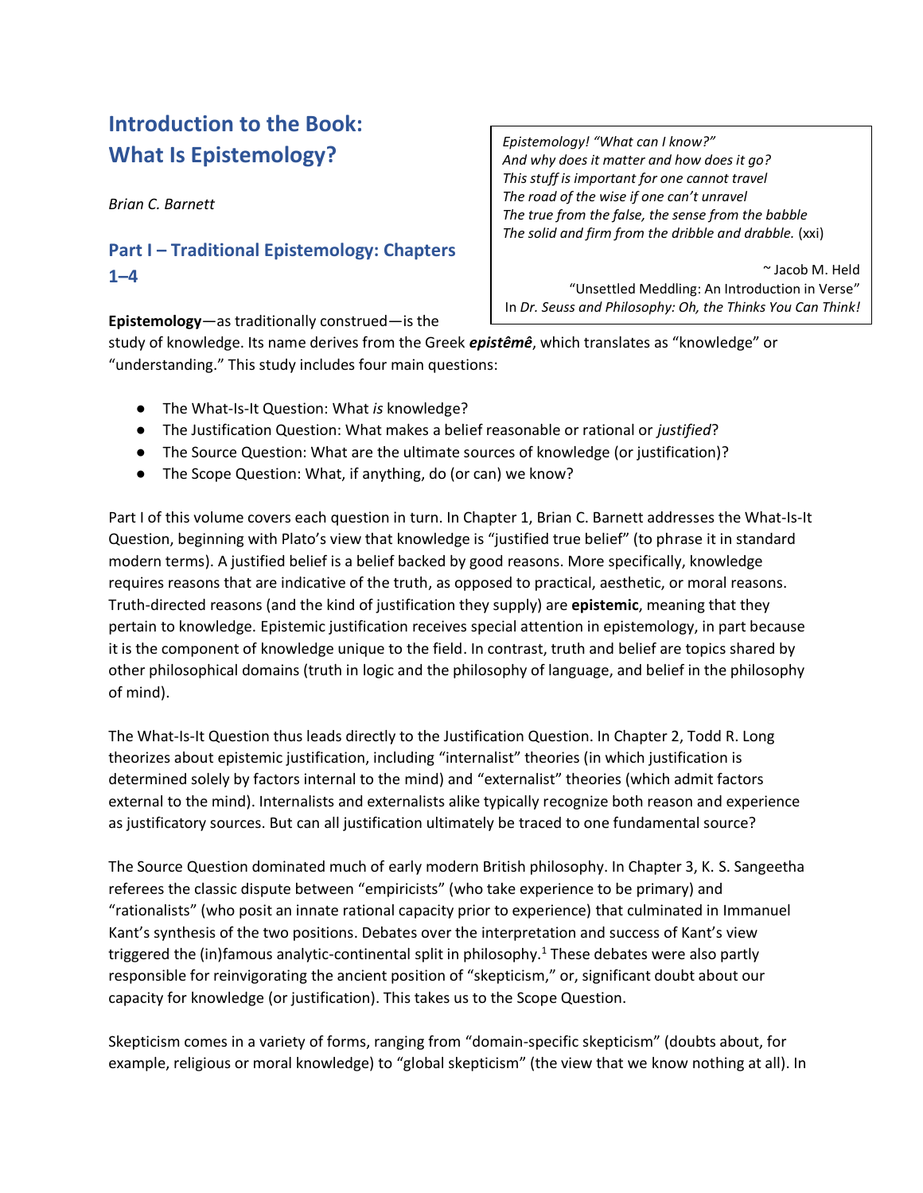# Introduction to the Book: What Is Epistemology?

*Brian C. Barnett*

> *Epistemology! "What can I know?"*
> *And why does it matter and how does it go?*
> *This stuff is important for one cannot travel*
> *The road of the wise if one can't unravel*
> *The true from the false, the sense from the babble*
> *The solid and firm from the dribble and drabble.* (xxi)
>
> ~ Jacob M. Held
> "Unsettled Meddling: An Introduction in Verse"
> In *Dr. Seuss and Philosophy: Oh, the Thinks You Can Think!*

## Part I – Traditional Epistemology: Chapters 1–4

**Epistemology**—as traditionally construed—is the study of knowledge. Its name derives from the Greek ***epistêmê***, which translates as "knowledge" or "understanding." This study includes four main questions:

- The What-Is-It Question: What *is* knowledge?
- The Justification Question: What makes a belief reasonable or rational or *justified*?
- The Source Question: What are the ultimate sources of knowledge (or justification)?
- The Scope Question: What, if anything, do (or can) we know?

Part I of this volume covers each question in turn. In Chapter 1, Brian C. Barnett addresses the What-Is-It Question, beginning with Plato's view that knowledge is "justified true belief" (to phrase it in standard modern terms). A justified belief is a belief backed by good reasons. More specifically, knowledge requires reasons that are indicative of the truth, as opposed to practical, aesthetic, or moral reasons. Truth-directed reasons (and the kind of justification they supply) are **epistemic**, meaning that they pertain to knowledge. Epistemic justification receives special attention in epistemology, in part because it is the component of knowledge unique to the field. In contrast, truth and belief are topics shared by other philosophical domains (truth in logic and the philosophy of language, and belief in the philosophy of mind).

The What-Is-It Question thus leads directly to the Justification Question. In Chapter 2, Todd R. Long theorizes about epistemic justification, including "internalist" theories (in which justification is determined solely by factors internal to the mind) and "externalist" theories (which admit factors external to the mind). Internalists and externalists alike typically recognize both reason and experience as justificatory sources. But can all justification ultimately be traced to one fundamental source?

The Source Question dominated much of early modern British philosophy. In Chapter 3, K. S. Sangeetha referees the classic dispute between "empiricists" (who take experience to be primary) and "rationalists" (who posit an innate rational capacity prior to experience) that culminated in Immanuel Kant's synthesis of the two positions. Debates over the interpretation and success of Kant's view triggered the (in)famous analytic-continental split in philosophy.[1] These debates were also partly responsible for reinvigorating the ancient position of "skepticism," or, significant doubt about our capacity for knowledge (or justification). This takes us to the Scope Question.

Skepticism comes in a variety of forms, ranging from "domain-specific skepticism" (doubts about, for example, religious or moral knowledge) to "global skepticism" (the view that we know nothing at all). In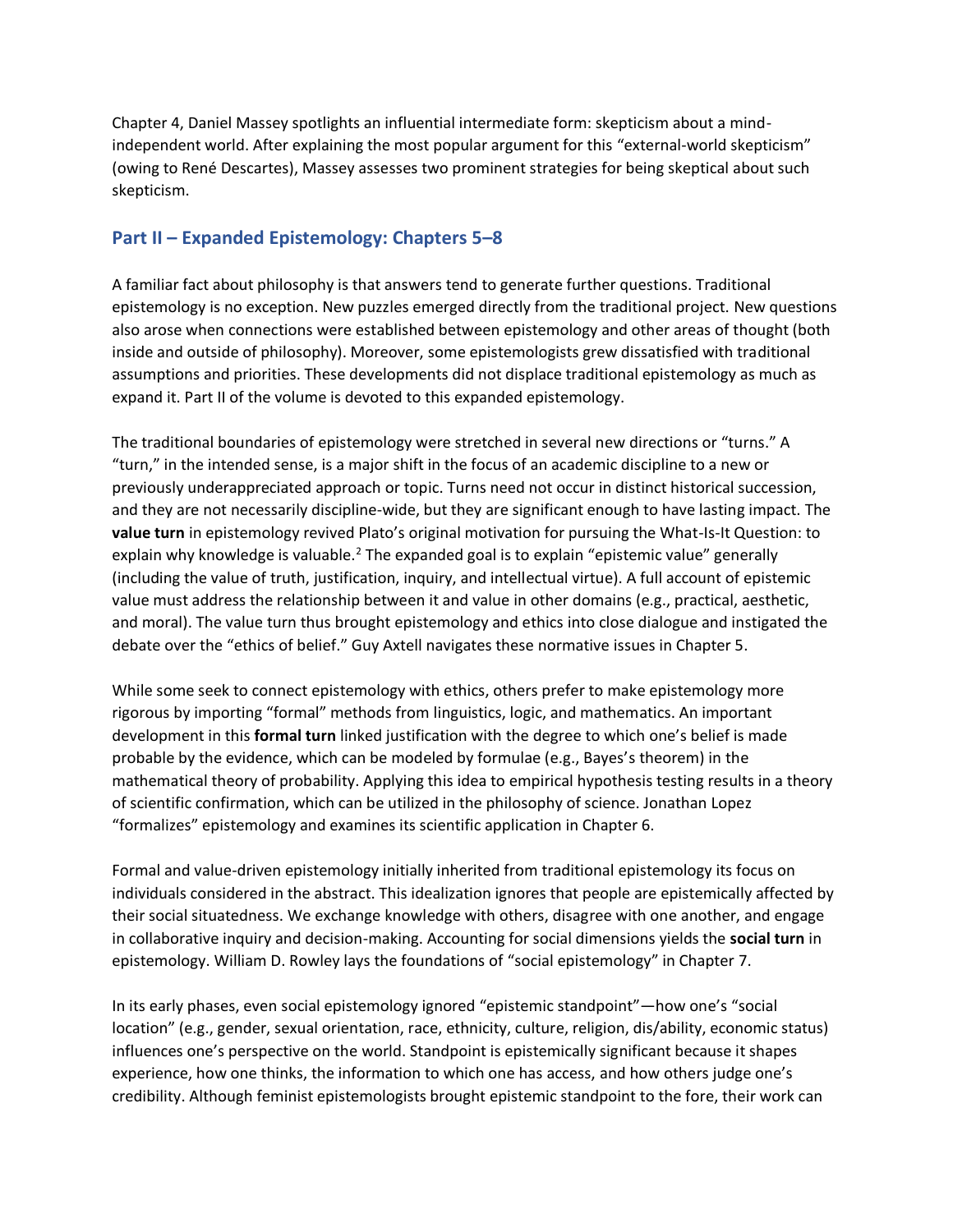Chapter 4, Daniel Massey spotlights an influential intermediate form: skepticism about a mind-independent world. After explaining the most popular argument for this "external-world skepticism" (owing to René Descartes), Massey assesses two prominent strategies for being skeptical about such skepticism.

## Part II – Expanded Epistemology: Chapters 5–8

A familiar fact about philosophy is that answers tend to generate further questions. Traditional epistemology is no exception. New puzzles emerged directly from the traditional project. New questions also arose when connections were established between epistemology and other areas of thought (both inside and outside of philosophy). Moreover, some epistemologists grew dissatisfied with traditional assumptions and priorities. These developments did not displace traditional epistemology as much as expand it. Part II of the volume is devoted to this expanded epistemology.

The traditional boundaries of epistemology were stretched in several new directions or "turns." A "turn," in the intended sense, is a major shift in the focus of an academic discipline to a new or previously underappreciated approach or topic. Turns need not occur in distinct historical succession, and they are not necessarily discipline-wide, but they are significant enough to have lasting impact. The **value turn** in epistemology revived Plato's original motivation for pursuing the What-Is-It Question: to explain why knowledge is valuable.[2] The expanded goal is to explain "epistemic value" generally (including the value of truth, justification, inquiry, and intellectual virtue). A full account of epistemic value must address the relationship between it and value in other domains (e.g., practical, aesthetic, and moral). The value turn thus brought epistemology and ethics into close dialogue and instigated the debate over the "ethics of belief." Guy Axtell navigates these normative issues in Chapter 5.

While some seek to connect epistemology with ethics, others prefer to make epistemology more rigorous by importing "formal" methods from linguistics, logic, and mathematics. An important development in this **formal turn** linked justification with the degree to which one's belief is made probable by the evidence, which can be modeled by formulae (e.g., Bayes's theorem) in the mathematical theory of probability. Applying this idea to empirical hypothesis testing results in a theory of scientific confirmation, which can be utilized in the philosophy of science. Jonathan Lopez "formalizes" epistemology and examines its scientific application in Chapter 6.

Formal and value-driven epistemology initially inherited from traditional epistemology its focus on individuals considered in the abstract. This idealization ignores that people are epistemically affected by their social situatedness. We exchange knowledge with others, disagree with one another, and engage in collaborative inquiry and decision-making. Accounting for social dimensions yields the **social turn** in epistemology. William D. Rowley lays the foundations of "social epistemology" in Chapter 7.

In its early phases, even social epistemology ignored "epistemic standpoint"—how one's "social location" (e.g., gender, sexual orientation, race, ethnicity, culture, religion, dis/ability, economic status) influences one's perspective on the world. Standpoint is epistemically significant because it shapes experience, how one thinks, the information to which one has access, and how others judge one's credibility. Although feminist epistemologists brought epistemic standpoint to the fore, their work can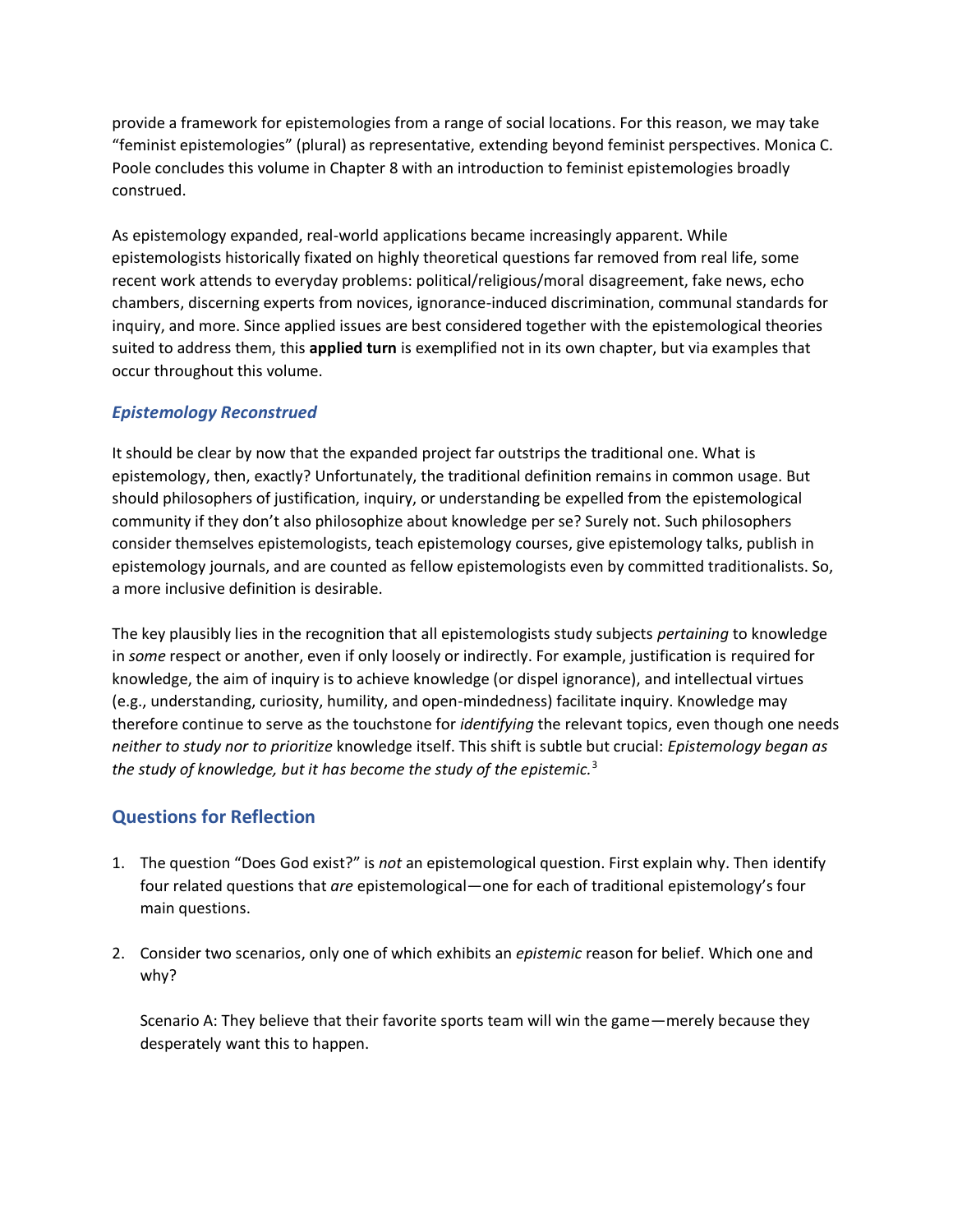provide a framework for epistemologies from a range of social locations. For this reason, we may take "feminist epistemologies" (plural) as representative, extending beyond feminist perspectives. Monica C. Poole concludes this volume in Chapter 8 with an introduction to feminist epistemologies broadly construed.

As epistemology expanded, real-world applications became increasingly apparent. While epistemologists historically fixated on highly theoretical questions far removed from real life, some recent work attends to everyday problems: political/religious/moral disagreement, fake news, echo chambers, discerning experts from novices, ignorance-induced discrimination, communal standards for inquiry, and more. Since applied issues are best considered together with the epistemological theories suited to address them, this **applied turn** is exemplified not in its own chapter, but via examples that occur throughout this volume.

### *Epistemology Reconstrued*

It should be clear by now that the expanded project far outstrips the traditional one. What is epistemology, then, exactly? Unfortunately, the traditional definition remains in common usage. But should philosophers of justification, inquiry, or understanding be expelled from the epistemological community if they don't also philosophize about knowledge per se? Surely not. Such philosophers consider themselves epistemologists, teach epistemology courses, give epistemology talks, publish in epistemology journals, and are counted as fellow epistemologists even by committed traditionalists. So, a more inclusive definition is desirable.

The key plausibly lies in the recognition that all epistemologists study subjects *pertaining* to knowledge in *some* respect or another, even if only loosely or indirectly. For example, justification is required for knowledge, the aim of inquiry is to achieve knowledge (or dispel ignorance), and intellectual virtues (e.g., understanding, curiosity, humility, and open-mindedness) facilitate inquiry. Knowledge may therefore continue to serve as the touchstone for *identifying* the relevant topics, even though one needs *neither to study nor to prioritize* knowledge itself. This shift is subtle but crucial: *Epistemology began as the study of knowledge, but it has become the study of the epistemic.*[3]

## Questions for Reflection

1. The question "Does God exist?" is *not* an epistemological question. First explain why. Then identify four related questions that *are* epistemological—one for each of traditional epistemology's four main questions.

2. Consider two scenarios, only one of which exhibits an *epistemic* reason for belief. Which one and why?

   Scenario A: They believe that their favorite sports team will win the game—merely because they desperately want this to happen.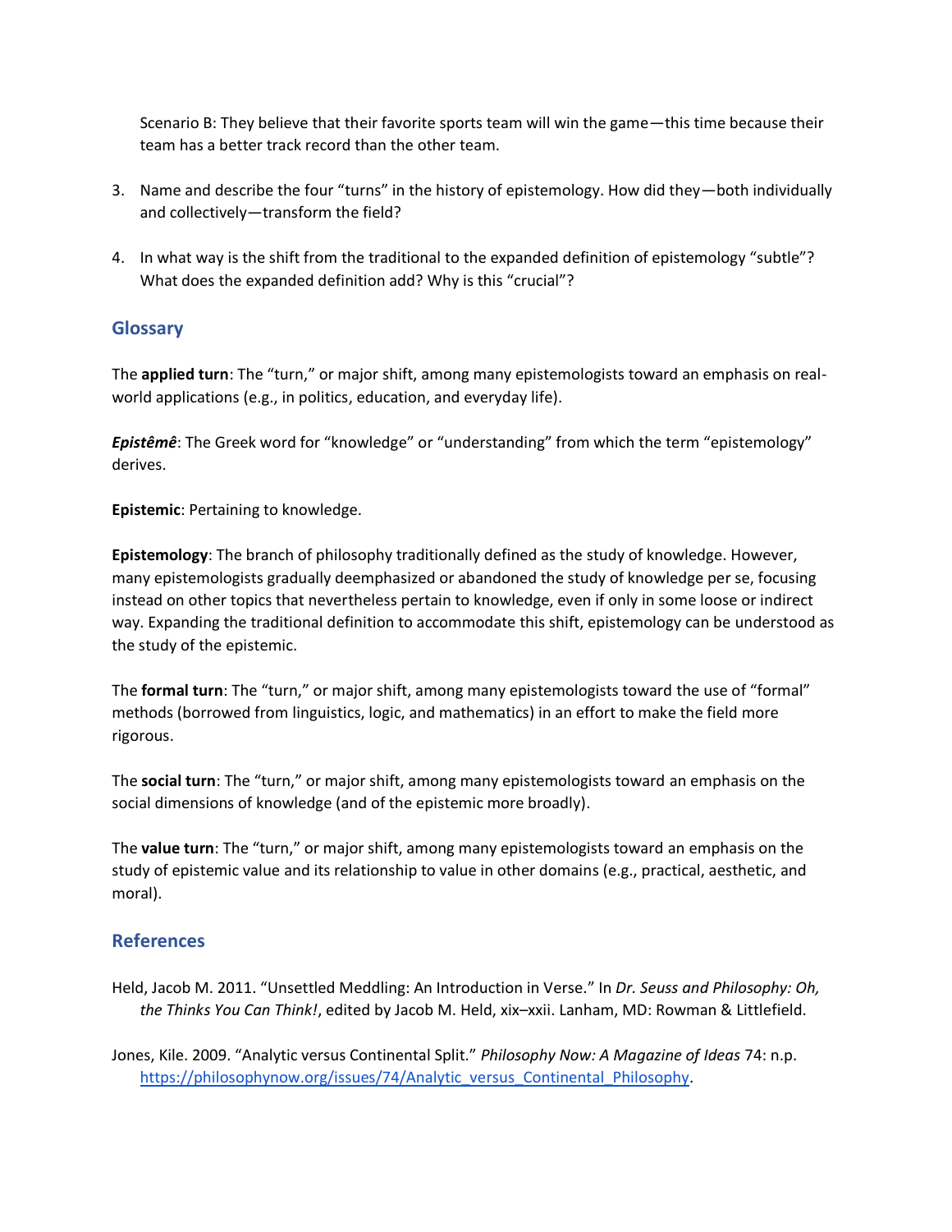Scenario B: They believe that their favorite sports team will win the game—this time because their team has a better track record than the other team.

3. Name and describe the four "turns" in the history of epistemology. How did they—both individually and collectively—transform the field?

4. In what way is the shift from the traditional to the expanded definition of epistemology "subtle"? What does the expanded definition add? Why is this "crucial"?

## Glossary

The **applied turn**: The "turn," or major shift, among many epistemologists toward an emphasis on real-world applications (e.g., in politics, education, and everyday life).

***Epistêmê***: The Greek word for "knowledge" or "understanding" from which the term "epistemology" derives.

**Epistemic**: Pertaining to knowledge.

**Epistemology**: The branch of philosophy traditionally defined as the study of knowledge. However, many epistemologists gradually deemphasized or abandoned the study of knowledge per se, focusing instead on other topics that nevertheless pertain to knowledge, even if only in some loose or indirect way. Expanding the traditional definition to accommodate this shift, epistemology can be understood as the study of the epistemic.

The **formal turn**: The "turn," or major shift, among many epistemologists toward the use of "formal" methods (borrowed from linguistics, logic, and mathematics) in an effort to make the field more rigorous.

The **social turn**: The "turn," or major shift, among many epistemologists toward an emphasis on the social dimensions of knowledge (and of the epistemic more broadly).

The **value turn**: The "turn," or major shift, among many epistemologists toward an emphasis on the study of epistemic value and its relationship to value in other domains (e.g., practical, aesthetic, and moral).

## References

Held, Jacob M. 2011. "Unsettled Meddling: An Introduction in Verse." In *Dr. Seuss and Philosophy: Oh, the Thinks You Can Think!*, edited by Jacob M. Held, xix–xxii. Lanham, MD: Rowman & Littlefield.

Jones, Kile. 2009. "Analytic versus Continental Split." *Philosophy Now: A Magazine of Ideas* 74: n.p. https://philosophynow.org/issues/74/Analytic_versus_Continental_Philosophy.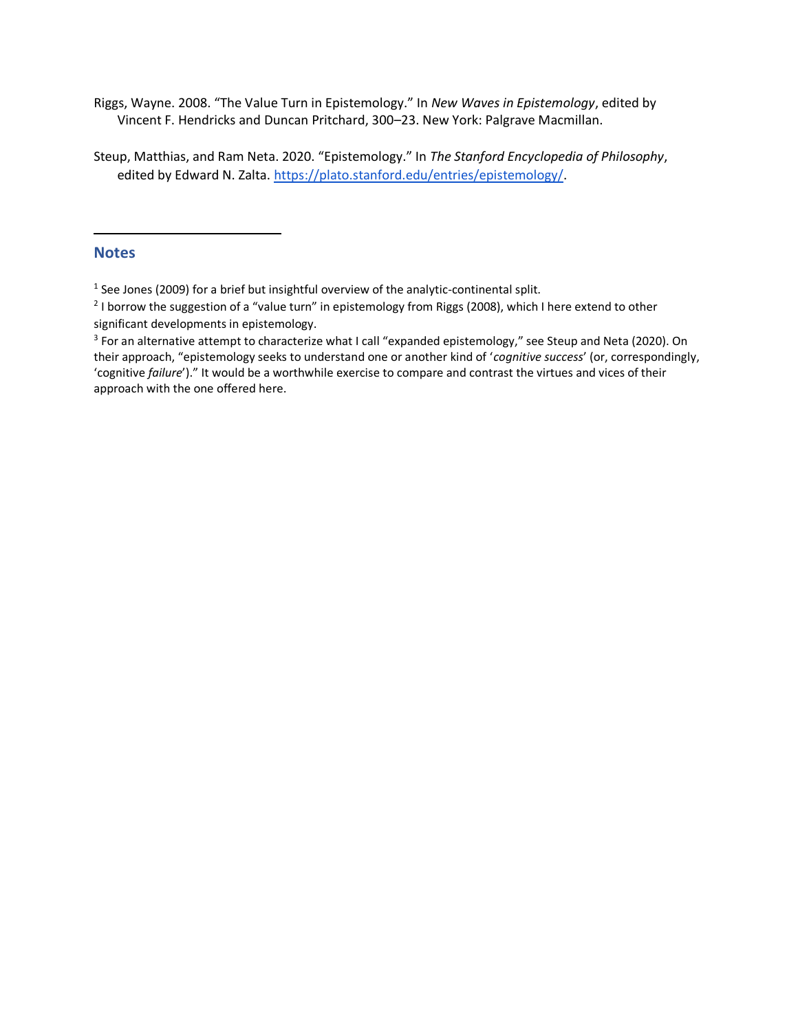Riggs, Wayne. 2008. “The Value Turn in Epistemology.” In *New Waves in Epistemology*, edited by Vincent F. Hendricks and Duncan Pritchard, 300–23. New York: Palgrave Macmillan.

Steup, Matthias, and Ram Neta. 2020. “Epistemology.” In *The Stanford Encyclopedia of Philosophy*, edited by Edward N. Zalta. https://plato.stanford.edu/entries/epistemology/.

---

## Notes

[1] See Jones (2009) for a brief but insightful overview of the analytic-continental split.

[2] I borrow the suggestion of a “value turn” in epistemology from Riggs (2008), which I here extend to other significant developments in epistemology.

[3] For an alternative attempt to characterize what I call “expanded epistemology,” see Steup and Neta (2020). On their approach, “epistemology seeks to understand one or another kind of ‘*cognitive success*’ (or, correspondingly, ‘cognitive *failure*’).” It would be a worthwhile exercise to compare and contrast the virtues and vices of their approach with the one offered here.